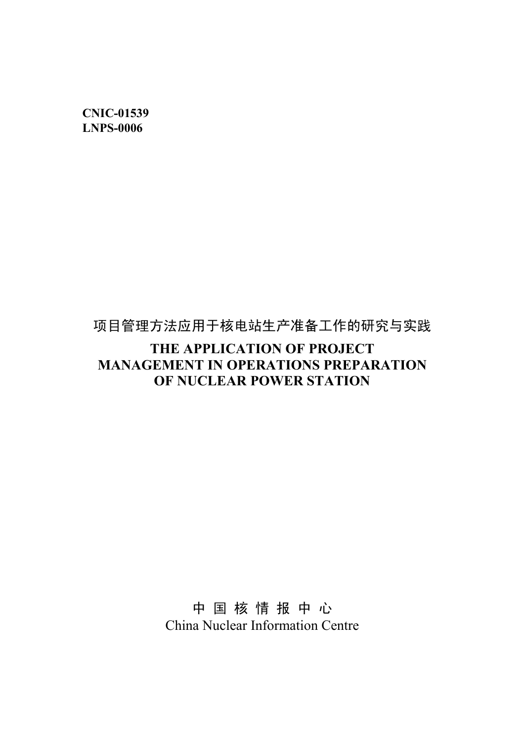**CNIC-01539**
**LNPS-0006**

# 项目管理方法应用于核电站生产准备工作的研究与实践

# THE APPLICATION OF PROJECT MANAGEMENT IN OPERATIONS PREPARATION OF NUCLEAR POWER STATION

中 国 核 情 报 中 心

China Nuclear Information Centre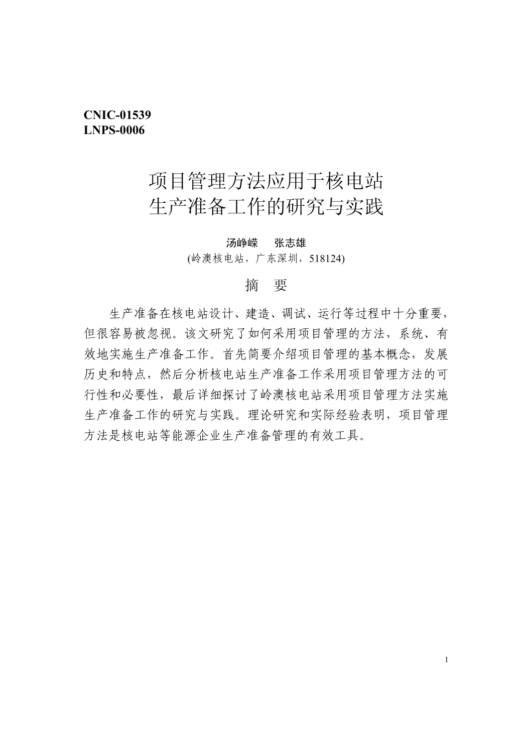**CNIC-01539**
**LNPS-0006**

# 项目管理方法应用于核电站生产准备工作的研究与实践

**汤峥嵘　　张志雄**

(岭澳核电站，广东深圳，518124)

## 摘　要

生产准备在核电站设计、建造、调试、运行等过程中十分重要，但很容易被忽视。该文研究了如何采用项目管理的方法，系统、有效地实施生产准备工作。首先简要介绍项目管理的基本概念，发展历史和特点，然后分析核电站生产准备工作采用项目管理方法的可行性和必要性，最后详细探讨了岭澳核电站采用项目管理方法实施生产准备工作的研究与实践。理论研究和实际经验表明，项目管理方法是核电站等能源企业生产准备管理的有效工具。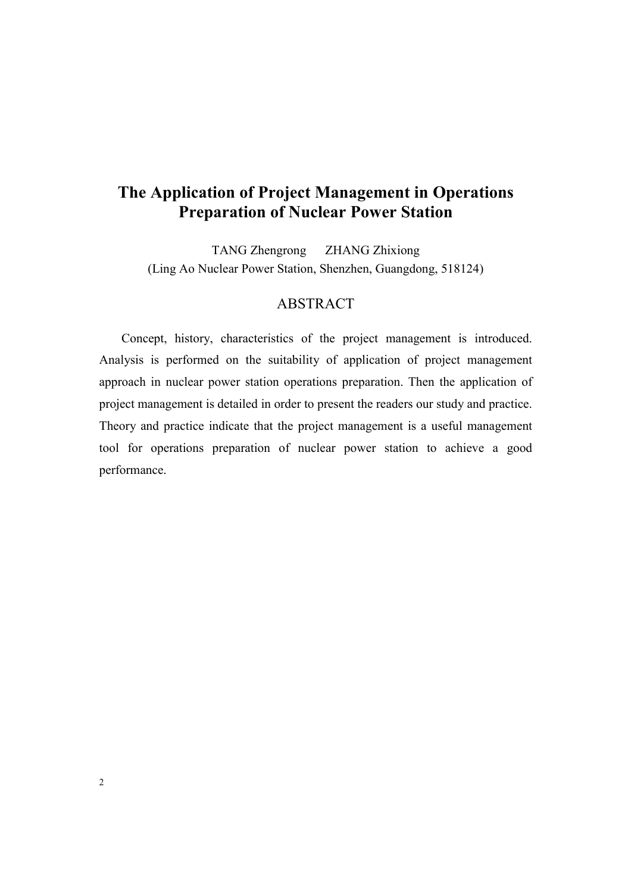# The Application of Project Management in Operations Preparation of Nuclear Power Station

TANG Zhengrong      ZHANG Zhixiong

(Ling Ao Nuclear Power Station, Shenzhen, Guangdong, 518124)

## ABSTRACT

Concept, history, characteristics of the project management is introduced. Analysis is performed on the suitability of application of project management approach in nuclear power station operations preparation. Then the application of project management is detailed in order to present the readers our study and practice. Theory and practice indicate that the project management is a useful management tool for operations preparation of nuclear power station to achieve a good performance.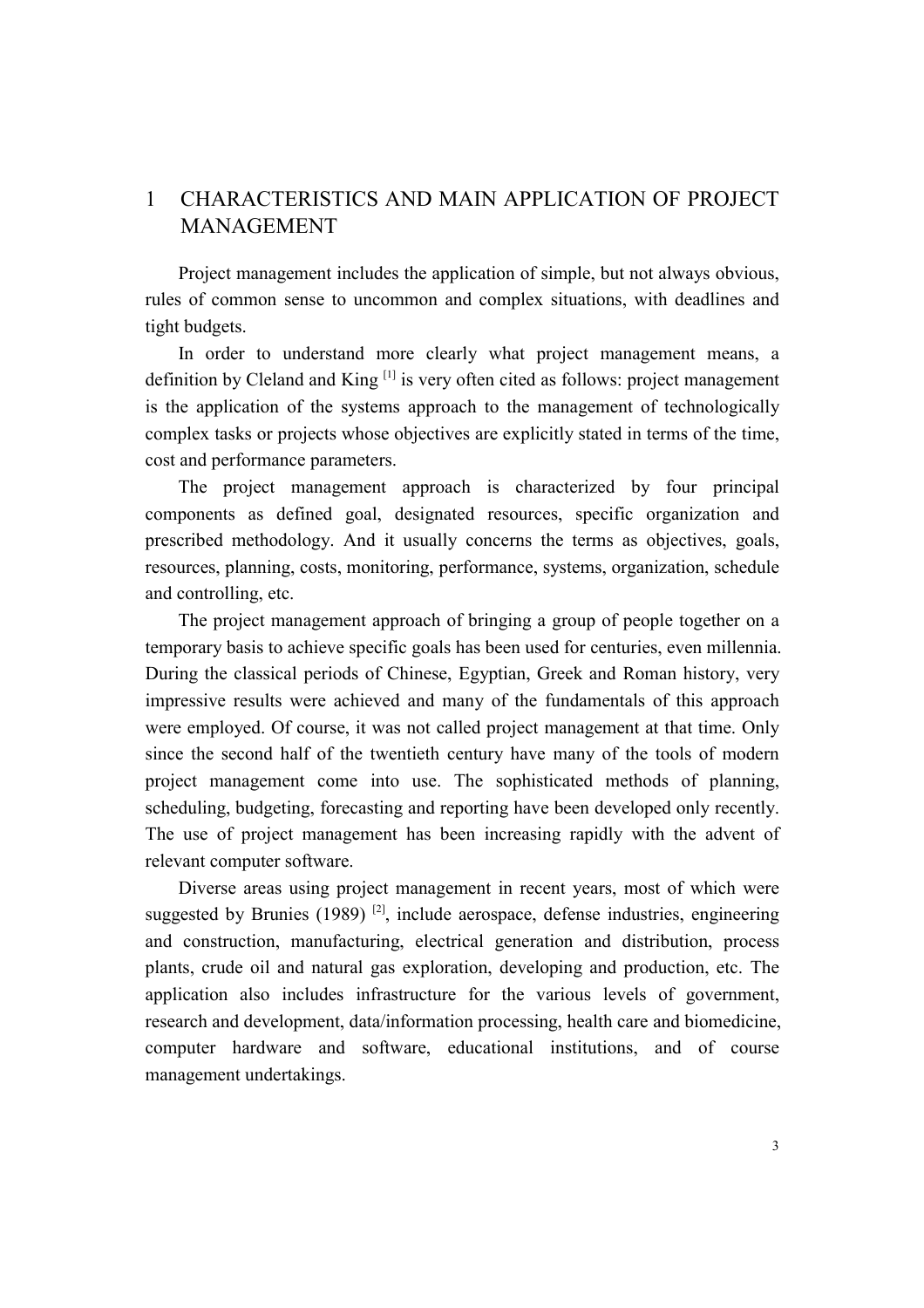# 1 CHARACTERISTICS AND MAIN APPLICATION OF PROJECT MANAGEMENT

Project management includes the application of simple, but not always obvious, rules of common sense to uncommon and complex situations, with deadlines and tight budgets.

In order to understand more clearly what project management means, a definition by Cleland and King [1] is very often cited as follows: project management is the application of the systems approach to the management of technologically complex tasks or projects whose objectives are explicitly stated in terms of the time, cost and performance parameters.

The project management approach is characterized by four principal components as defined goal, designated resources, specific organization and prescribed methodology. And it usually concerns the terms as objectives, goals, resources, planning, costs, monitoring, performance, systems, organization, schedule and controlling, etc.

The project management approach of bringing a group of people together on a temporary basis to achieve specific goals has been used for centuries, even millennia. During the classical periods of Chinese, Egyptian, Greek and Roman history, very impressive results were achieved and many of the fundamentals of this approach were employed. Of course, it was not called project management at that time. Only since the second half of the twentieth century have many of the tools of modern project management come into use. The sophisticated methods of planning, scheduling, budgeting, forecasting and reporting have been developed only recently. The use of project management has been increasing rapidly with the advent of relevant computer software.

Diverse areas using project management in recent years, most of which were suggested by Brunies (1989) [2], include aerospace, defense industries, engineering and construction, manufacturing, electrical generation and distribution, process plants, crude oil and natural gas exploration, developing and production, etc. The application also includes infrastructure for the various levels of government, research and development, data/information processing, health care and biomedicine, computer hardware and software, educational institutions, and of course management undertakings.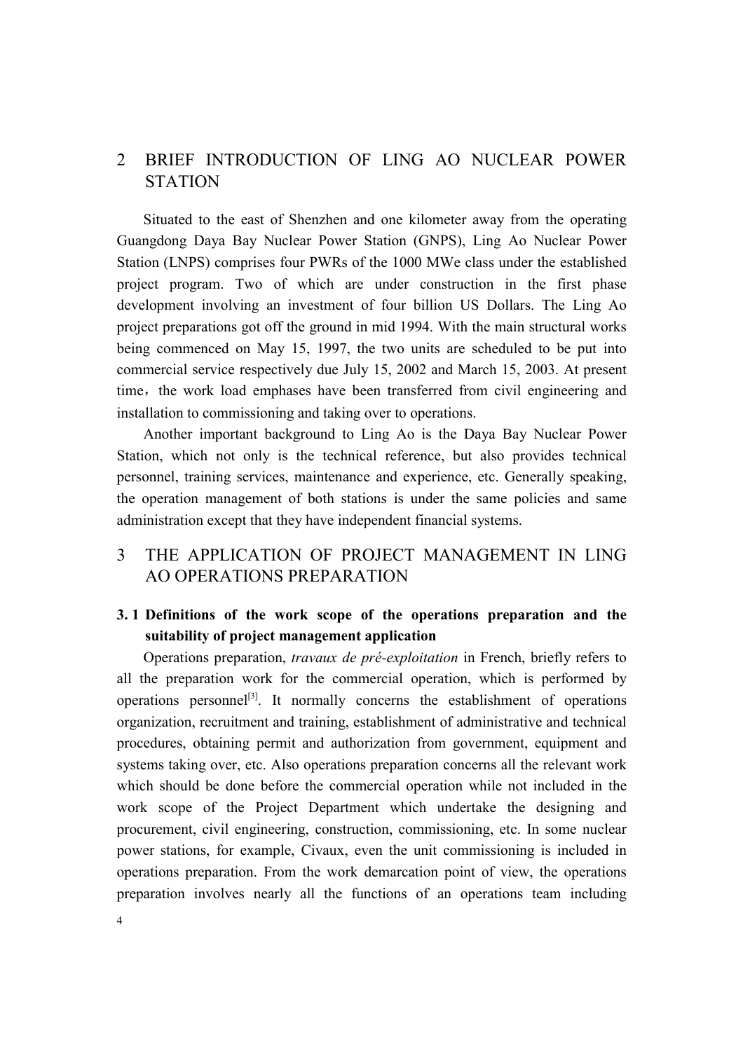## 2 BRIEF INTRODUCTION OF LING AO NUCLEAR POWER STATION

Situated to the east of Shenzhen and one kilometer away from the operating Guangdong Daya Bay Nuclear Power Station (GNPS), Ling Ao Nuclear Power Station (LNPS) comprises four PWRs of the 1000 MWe class under the established project program. Two of which are under construction in the first phase development involving an investment of four billion US Dollars. The Ling Ao project preparations got off the ground in mid 1994. With the main structural works being commenced on May 15, 1997, the two units are scheduled to be put into commercial service respectively due July 15, 2002 and March 15, 2003. At present time，the work load emphases have been transferred from civil engineering and installation to commissioning and taking over to operations.

Another important background to Ling Ao is the Daya Bay Nuclear Power Station, which not only is the technical reference, but also provides technical personnel, training services, maintenance and experience, etc. Generally speaking, the operation management of both stations is under the same policies and same administration except that they have independent financial systems.

## 3 THE APPLICATION OF PROJECT MANAGEMENT IN LING AO OPERATIONS PREPARATION

### 3. 1 Definitions of the work scope of the operations preparation and the suitability of project management application

Operations preparation, *travaux de pré-exploitation* in French, briefly refers to all the preparation work for the commercial operation, which is performed by operations personnel[3]. It normally concerns the establishment of operations organization, recruitment and training, establishment of administrative and technical procedures, obtaining permit and authorization from government, equipment and systems taking over, etc. Also operations preparation concerns all the relevant work which should be done before the commercial operation while not included in the work scope of the Project Department which undertake the designing and procurement, civil engineering, construction, commissioning, etc. In some nuclear power stations, for example, Civaux, even the unit commissioning is included in operations preparation. From the work demarcation point of view, the operations preparation involves nearly all the functions of an operations team including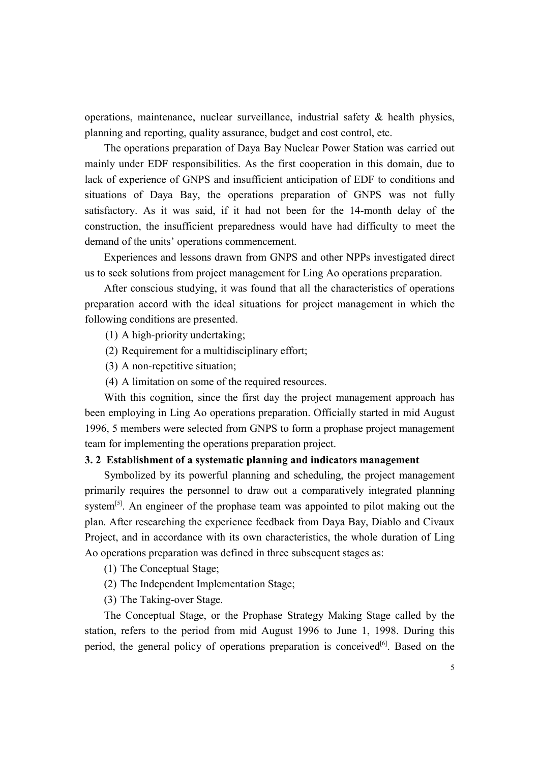operations, maintenance, nuclear surveillance, industrial safety & health physics, planning and reporting, quality assurance, budget and cost control, etc.

The operations preparation of Daya Bay Nuclear Power Station was carried out mainly under EDF responsibilities. As the first cooperation in this domain, due to lack of experience of GNPS and insufficient anticipation of EDF to conditions and situations of Daya Bay, the operations preparation of GNPS was not fully satisfactory. As it was said, if it had not been for the 14-month delay of the construction, the insufficient preparedness would have had difficulty to meet the demand of the units' operations commencement.

Experiences and lessons drawn from GNPS and other NPPs investigated direct us to seek solutions from project management for Ling Ao operations preparation.

After conscious studying, it was found that all the characteristics of operations preparation accord with the ideal situations for project management in which the following conditions are presented.

(1) A high-priority undertaking;

(2) Requirement for a multidisciplinary effort;

(3) A non-repetitive situation;

(4) A limitation on some of the required resources.

With this cognition, since the first day the project management approach has been employing in Ling Ao operations preparation. Officially started in mid August 1996, 5 members were selected from GNPS to form a prophase project management team for implementing the operations preparation project.

### 3. 2 Establishment of a systematic planning and indicators management

Symbolized by its powerful planning and scheduling, the project management primarily requires the personnel to draw out a comparatively integrated planning system[5]. An engineer of the prophase team was appointed to pilot making out the plan. After researching the experience feedback from Daya Bay, Diablo and Civaux Project, and in accordance with its own characteristics, the whole duration of Ling Ao operations preparation was defined in three subsequent stages as:

(1) The Conceptual Stage;

(2) The Independent Implementation Stage;

(3) The Taking-over Stage.

The Conceptual Stage, or the Prophase Strategy Making Stage called by the station, refers to the period from mid August 1996 to June 1, 1998. During this period, the general policy of operations preparation is conceived[6]. Based on the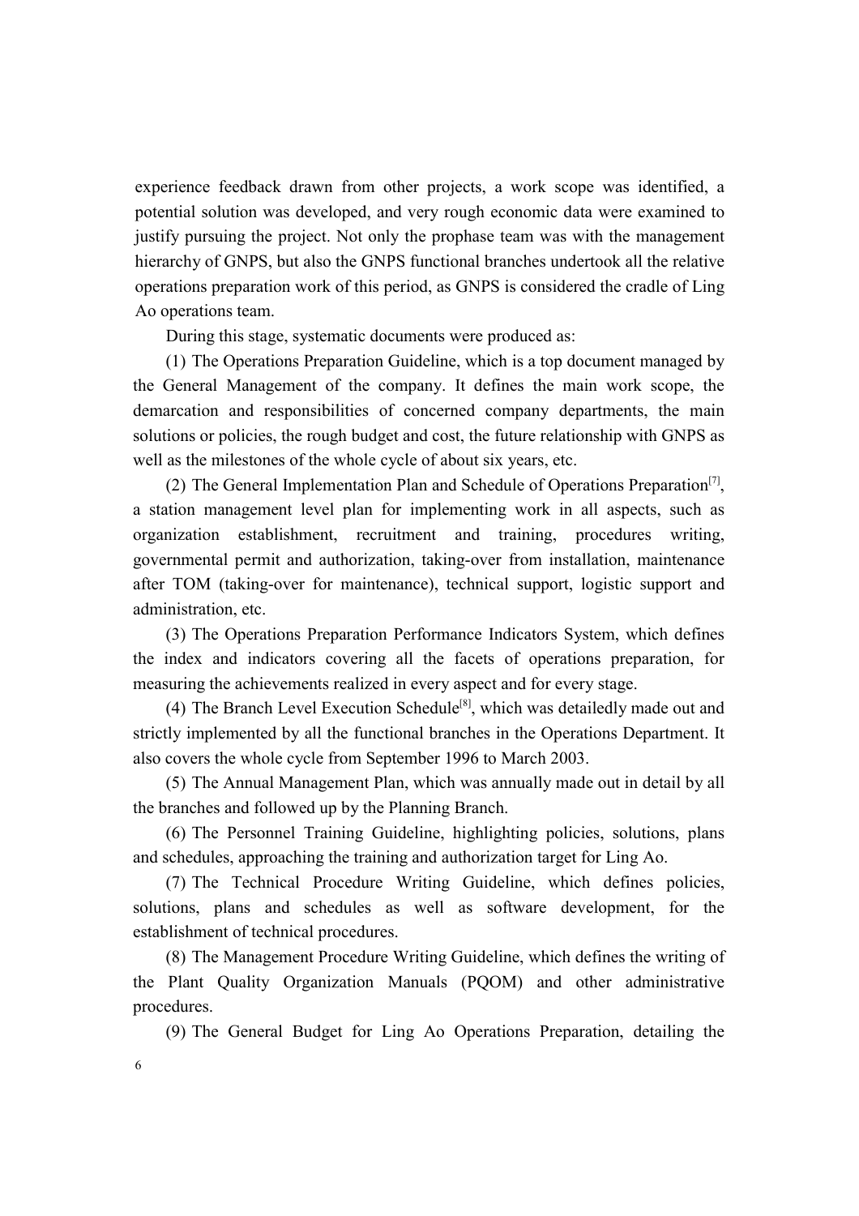experience feedback drawn from other projects, a work scope was identified, a potential solution was developed, and very rough economic data were examined to justify pursuing the project. Not only the prophase team was with the management hierarchy of GNPS, but also the GNPS functional branches undertook all the relative operations preparation work of this period, as GNPS is considered the cradle of Ling Ao operations team.

During this stage, systematic documents were produced as:

(1) The Operations Preparation Guideline, which is a top document managed by the General Management of the company. It defines the main work scope, the demarcation and responsibilities of concerned company departments, the main solutions or policies, the rough budget and cost, the future relationship with GNPS as well as the milestones of the whole cycle of about six years, etc.

(2) The General Implementation Plan and Schedule of Operations Preparation[7], a station management level plan for implementing work in all aspects, such as organization establishment, recruitment and training, procedures writing, governmental permit and authorization, taking-over from installation, maintenance after TOM (taking-over for maintenance), technical support, logistic support and administration, etc.

(3) The Operations Preparation Performance Indicators System, which defines the index and indicators covering all the facets of operations preparation, for measuring the achievements realized in every aspect and for every stage.

(4) The Branch Level Execution Schedule[8], which was detailedly made out and strictly implemented by all the functional branches in the Operations Department. It also covers the whole cycle from September 1996 to March 2003.

(5) The Annual Management Plan, which was annually made out in detail by all the branches and followed up by the Planning Branch.

(6) The Personnel Training Guideline, highlighting policies, solutions, plans and schedules, approaching the training and authorization target for Ling Ao.

(7) The Technical Procedure Writing Guideline, which defines policies, solutions, plans and schedules as well as software development, for the establishment of technical procedures.

(8) The Management Procedure Writing Guideline, which defines the writing of the Plant Quality Organization Manuals (PQOM) and other administrative procedures.

(9) The General Budget for Ling Ao Operations Preparation, detailing the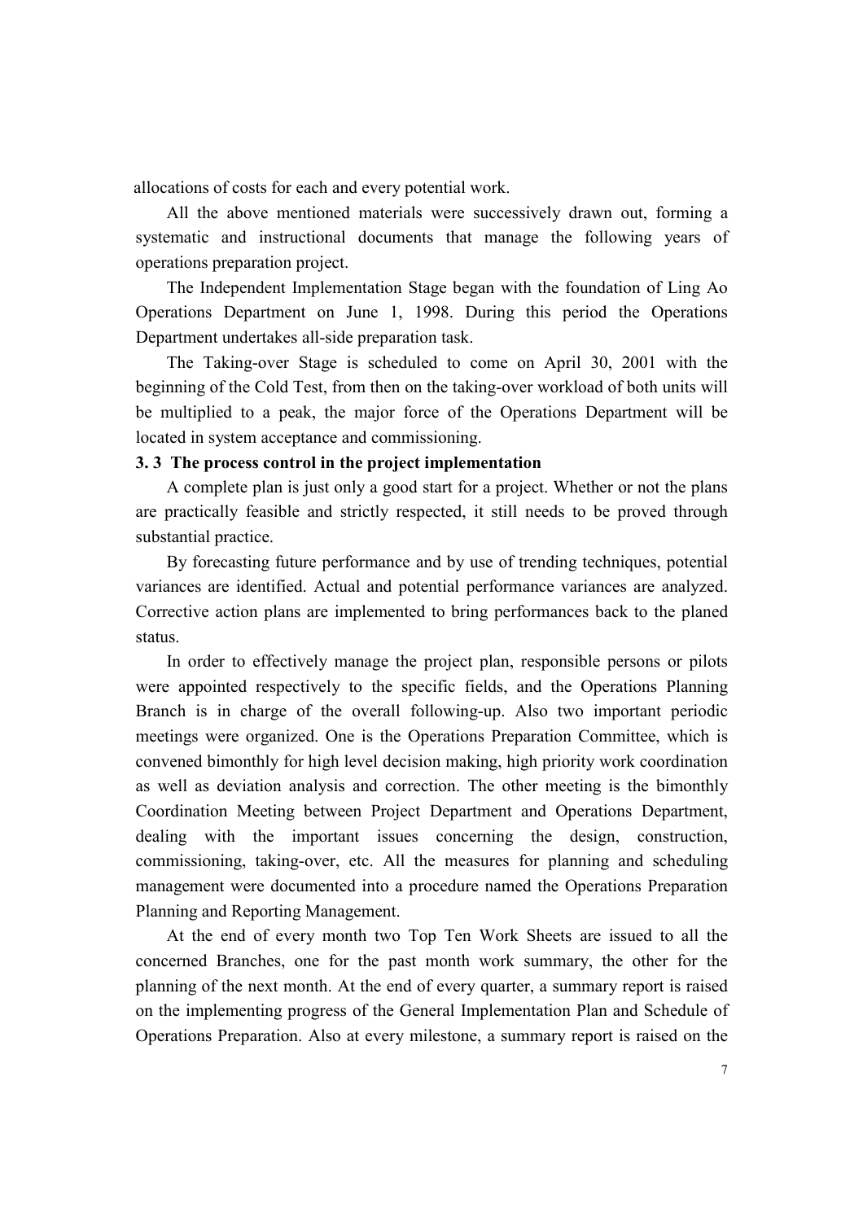allocations of costs for each and every potential work.

All the above mentioned materials were successively drawn out, forming a systematic and instructional documents that manage the following years of operations preparation project.

The Independent Implementation Stage began with the foundation of Ling Ao Operations Department on June 1, 1998. During this period the Operations Department undertakes all-side preparation task.

The Taking-over Stage is scheduled to come on April 30, 2001 with the beginning of the Cold Test, from then on the taking-over workload of both units will be multiplied to a peak, the major force of the Operations Department will be located in system acceptance and commissioning.

### 3. 3 The process control in the project implementation

A complete plan is just only a good start for a project. Whether or not the plans are practically feasible and strictly respected, it still needs to be proved through substantial practice.

By forecasting future performance and by use of trending techniques, potential variances are identified. Actual and potential performance variances are analyzed. Corrective action plans are implemented to bring performances back to the planed status.

In order to effectively manage the project plan, responsible persons or pilots were appointed respectively to the specific fields, and the Operations Planning Branch is in charge of the overall following-up. Also two important periodic meetings were organized. One is the Operations Preparation Committee, which is convened bimonthly for high level decision making, high priority work coordination as well as deviation analysis and correction. The other meeting is the bimonthly Coordination Meeting between Project Department and Operations Department, dealing with the important issues concerning the design, construction, commissioning, taking-over, etc. All the measures for planning and scheduling management were documented into a procedure named the Operations Preparation Planning and Reporting Management.

At the end of every month two Top Ten Work Sheets are issued to all the concerned Branches, one for the past month work summary, the other for the planning of the next month. At the end of every quarter, a summary report is raised on the implementing progress of the General Implementation Plan and Schedule of Operations Preparation. Also at every milestone, a summary report is raised on the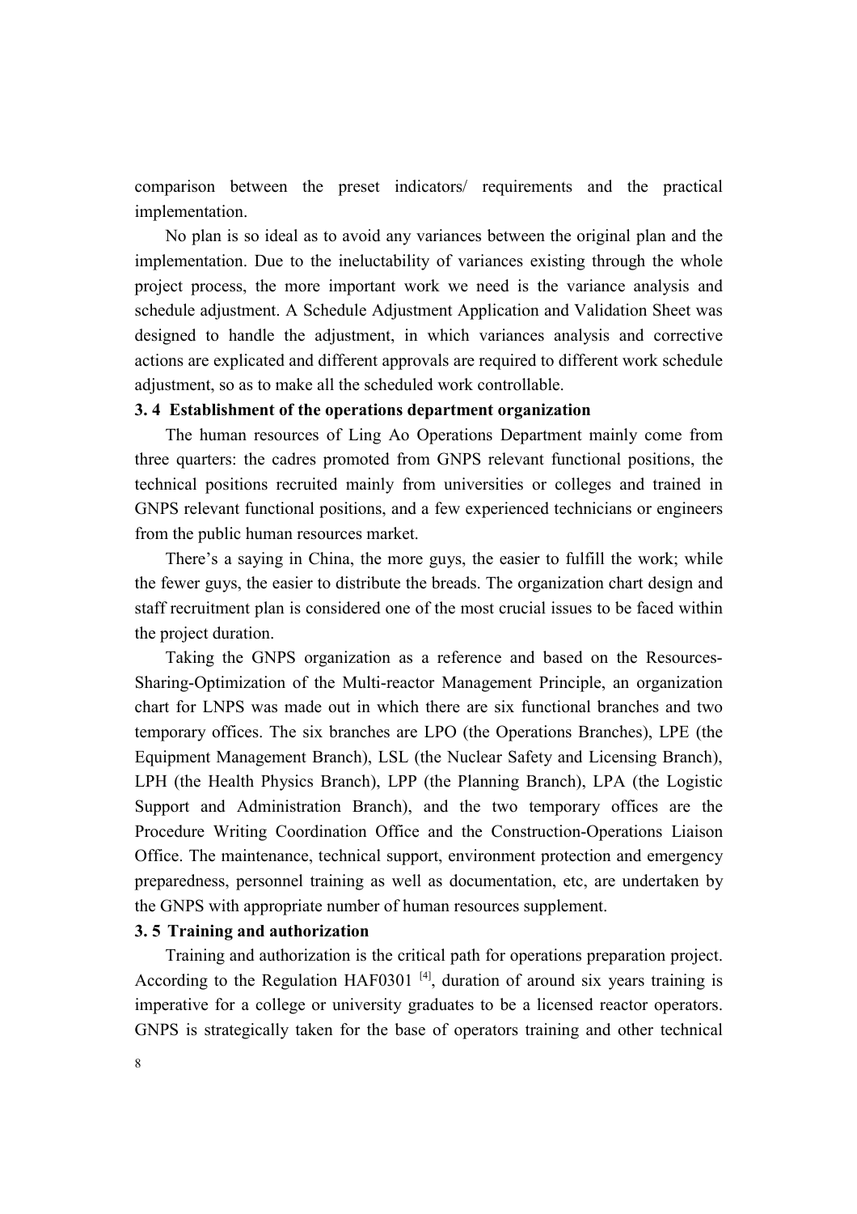comparison between the preset indicators/ requirements and the practical implementation.

No plan is so ideal as to avoid any variances between the original plan and the implementation. Due to the ineluctability of variances existing through the whole project process, the more important work we need is the variance analysis and schedule adjustment. A Schedule Adjustment Application and Validation Sheet was designed to handle the adjustment, in which variances analysis and corrective actions are explicated and different approvals are required to different work schedule adjustment, so as to make all the scheduled work controllable.

### 3. 4 Establishment of the operations department organization

The human resources of Ling Ao Operations Department mainly come from three quarters: the cadres promoted from GNPS relevant functional positions, the technical positions recruited mainly from universities or colleges and trained in GNPS relevant functional positions, and a few experienced technicians or engineers from the public human resources market.

There's a saying in China, the more guys, the easier to fulfill the work; while the fewer guys, the easier to distribute the breads. The organization chart design and staff recruitment plan is considered one of the most crucial issues to be faced within the project duration.

Taking the GNPS organization as a reference and based on the Resources-Sharing-Optimization of the Multi-reactor Management Principle, an organization chart for LNPS was made out in which there are six functional branches and two temporary offices. The six branches are LPO (the Operations Branches), LPE (the Equipment Management Branch), LSL (the Nuclear Safety and Licensing Branch), LPH (the Health Physics Branch), LPP (the Planning Branch), LPA (the Logistic Support and Administration Branch), and the two temporary offices are the Procedure Writing Coordination Office and the Construction-Operations Liaison Office. The maintenance, technical support, environment protection and emergency preparedness, personnel training as well as documentation, etc, are undertaken by the GNPS with appropriate number of human resources supplement.

### 3. 5 Training and authorization

Training and authorization is the critical path for operations preparation project. According to the Regulation HAF0301 [4], duration of around six years training is imperative for a college or university graduates to be a licensed reactor operators. GNPS is strategically taken for the base of operators training and other technical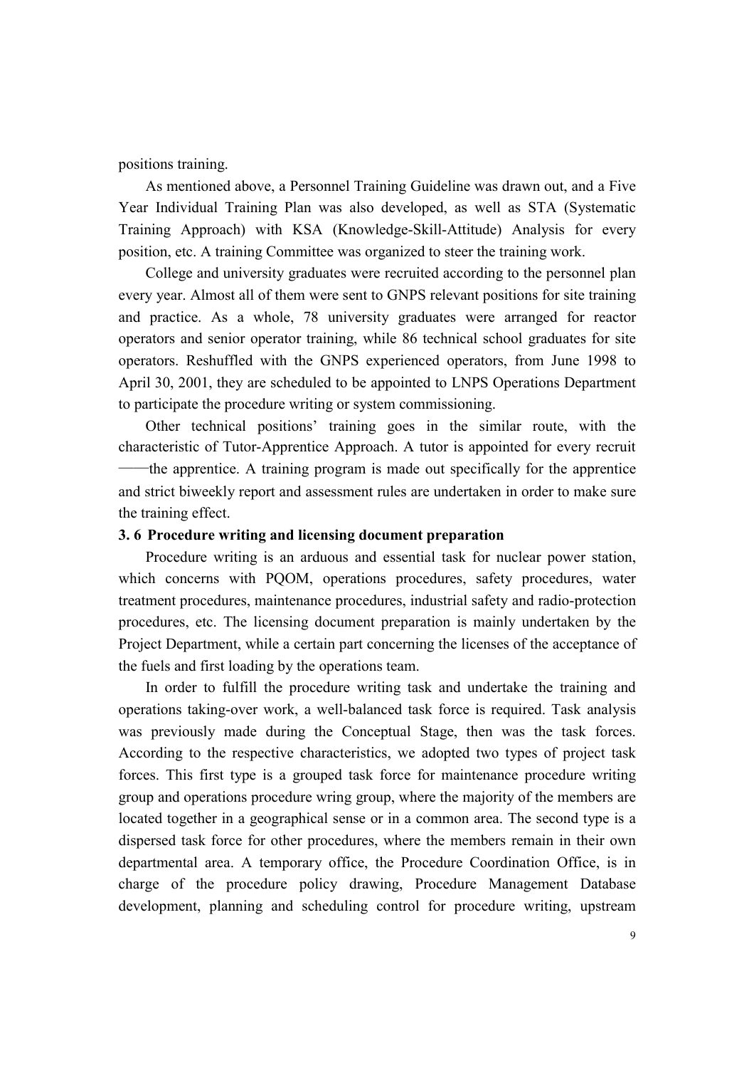positions training.

As mentioned above, a Personnel Training Guideline was drawn out, and a Five Year Individual Training Plan was also developed, as well as STA (Systematic Training Approach) with KSA (Knowledge-Skill-Attitude) Analysis for every position, etc. A training Committee was organized to steer the training work.

College and university graduates were recruited according to the personnel plan every year. Almost all of them were sent to GNPS relevant positions for site training and practice. As a whole, 78 university graduates were arranged for reactor operators and senior operator training, while 86 technical school graduates for site operators. Reshuffled with the GNPS experienced operators, from June 1998 to April 30, 2001, they are scheduled to be appointed to LNPS Operations Department to participate the procedure writing or system commissioning.

Other technical positions' training goes in the similar route, with the characteristic of Tutor-Apprentice Approach. A tutor is appointed for every recruit ——the apprentice. A training program is made out specifically for the apprentice and strict biweekly report and assessment rules are undertaken in order to make sure the training effect.

### 3. 6 Procedure writing and licensing document preparation

Procedure writing is an arduous and essential task for nuclear power station, which concerns with PQOM, operations procedures, safety procedures, water treatment procedures, maintenance procedures, industrial safety and radio-protection procedures, etc. The licensing document preparation is mainly undertaken by the Project Department, while a certain part concerning the licenses of the acceptance of the fuels and first loading by the operations team.

In order to fulfill the procedure writing task and undertake the training and operations taking-over work, a well-balanced task force is required. Task analysis was previously made during the Conceptual Stage, then was the task forces. According to the respective characteristics, we adopted two types of project task forces. This first type is a grouped task force for maintenance procedure writing group and operations procedure wring group, where the majority of the members are located together in a geographical sense or in a common area. The second type is a dispersed task force for other procedures, where the members remain in their own departmental area. A temporary office, the Procedure Coordination Office, is in charge of the procedure policy drawing, Procedure Management Database development, planning and scheduling control for procedure writing, upstream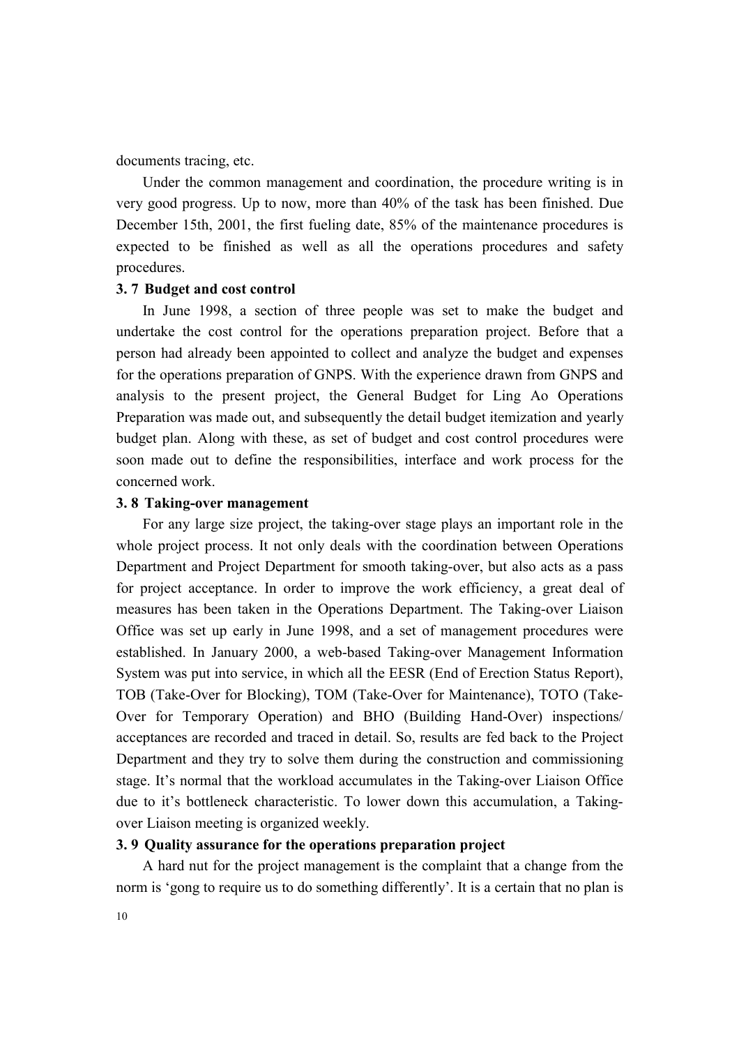documents tracing, etc.

Under the common management and coordination, the procedure writing is in very good progress. Up to now, more than 40% of the task has been finished. Due December 15th, 2001, the first fueling date, 85% of the maintenance procedures is expected to be finished as well as all the operations procedures and safety procedures.

### 3. 7 Budget and cost control

In June 1998, a section of three people was set to make the budget and undertake the cost control for the operations preparation project. Before that a person had already been appointed to collect and analyze the budget and expenses for the operations preparation of GNPS. With the experience drawn from GNPS and analysis to the present project, the General Budget for Ling Ao Operations Preparation was made out, and subsequently the detail budget itemization and yearly budget plan. Along with these, as set of budget and cost control procedures were soon made out to define the responsibilities, interface and work process for the concerned work.

### 3. 8 Taking-over management

For any large size project, the taking-over stage plays an important role in the whole project process. It not only deals with the coordination between Operations Department and Project Department for smooth taking-over, but also acts as a pass for project acceptance. In order to improve the work efficiency, a great deal of measures has been taken in the Operations Department. The Taking-over Liaison Office was set up early in June 1998, and a set of management procedures were established. In January 2000, a web-based Taking-over Management Information System was put into service, in which all the EESR (End of Erection Status Report), TOB (Take-Over for Blocking), TOM (Take-Over for Maintenance), TOTO (Take-Over for Temporary Operation) and BHO (Building Hand-Over) inspections/ acceptances are recorded and traced in detail. So, results are fed back to the Project Department and they try to solve them during the construction and commissioning stage. It's normal that the workload accumulates in the Taking-over Liaison Office due to it's bottleneck characteristic. To lower down this accumulation, a Taking-over Liaison meeting is organized weekly.

### 3. 9 Quality assurance for the operations preparation project

A hard nut for the project management is the complaint that a change from the norm is 'gong to require us to do something differently'. It is a certain that no plan is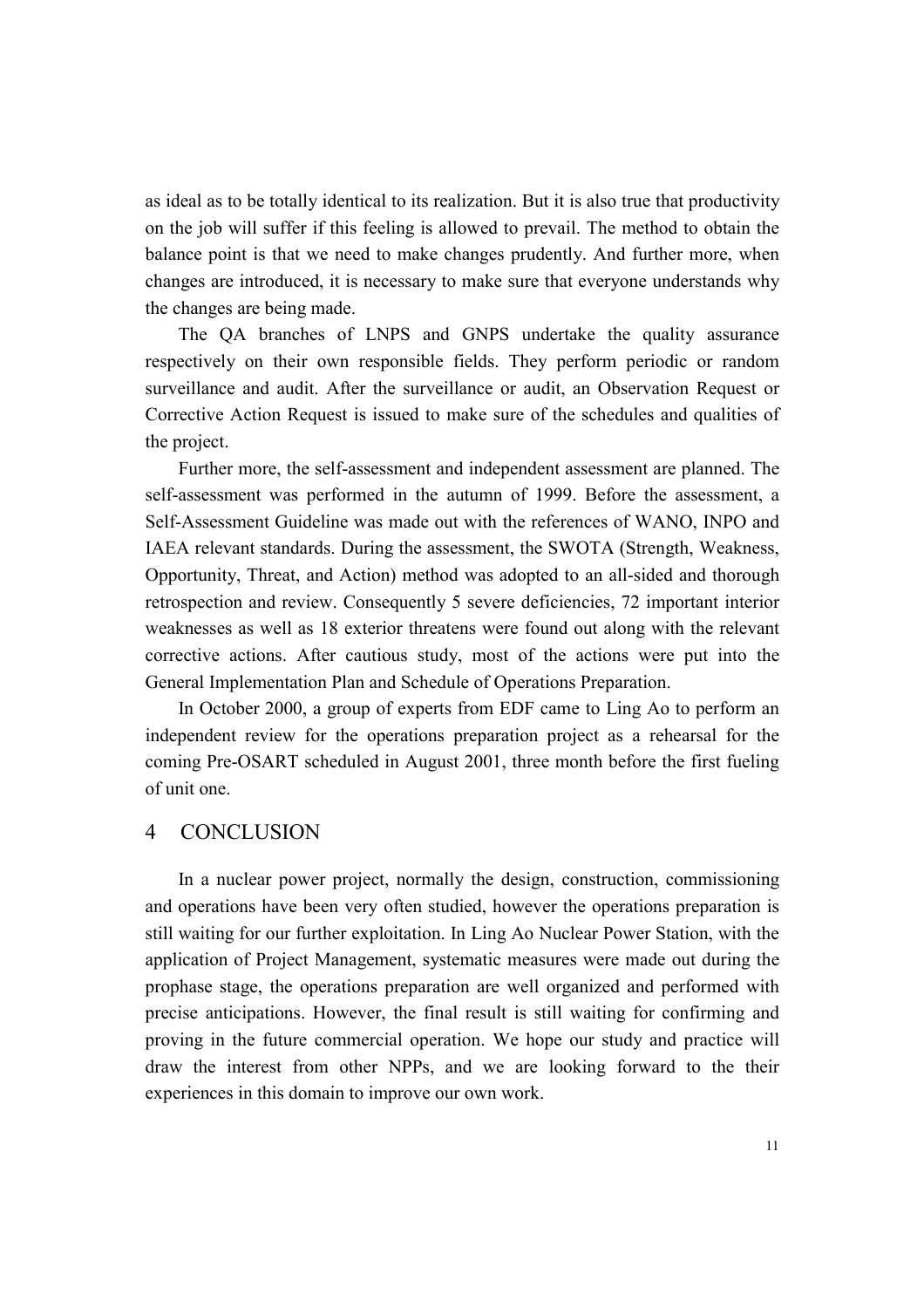as ideal as to be totally identical to its realization. But it is also true that productivity on the job will suffer if this feeling is allowed to prevail. The method to obtain the balance point is that we need to make changes prudently. And further more, when changes are introduced, it is necessary to make sure that everyone understands why the changes are being made.

The QA branches of LNPS and GNPS undertake the quality assurance respectively on their own responsible fields. They perform periodic or random surveillance and audit. After the surveillance or audit, an Observation Request or Corrective Action Request is issued to make sure of the schedules and qualities of the project.

Further more, the self-assessment and independent assessment are planned. The self-assessment was performed in the autumn of 1999. Before the assessment, a Self-Assessment Guideline was made out with the references of WANO, INPO and IAEA relevant standards. During the assessment, the SWOTA (Strength, Weakness, Opportunity, Threat, and Action) method was adopted to an all-sided and thorough retrospection and review. Consequently 5 severe deficiencies, 72 important interior weaknesses as well as 18 exterior threatens were found out along with the relevant corrective actions. After cautious study, most of the actions were put into the General Implementation Plan and Schedule of Operations Preparation.

In October 2000, a group of experts from EDF came to Ling Ao to perform an independent review for the operations preparation project as a rehearsal for the coming Pre-OSART scheduled in August 2001, three month before the first fueling of unit one.

## 4 CONCLUSION

In a nuclear power project, normally the design, construction, commissioning and operations have been very often studied, however the operations preparation is still waiting for our further exploitation. In Ling Ao Nuclear Power Station, with the application of Project Management, systematic measures were made out during the prophase stage, the operations preparation are well organized and performed with precise anticipations. However, the final result is still waiting for confirming and proving in the future commercial operation. We hope our study and practice will draw the interest from other NPPs, and we are looking forward to the their experiences in this domain to improve our own work.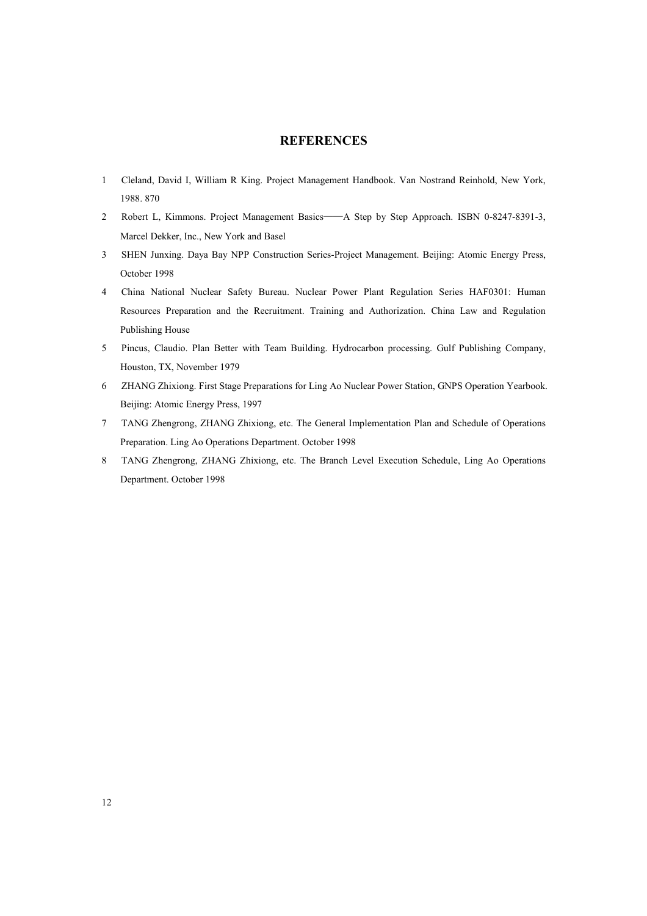## REFERENCES

1. Cleland, David I, William R King. Project Management Handbook. Van Nostrand Reinhold, New York, 1988. 870
2. Robert L, Kimmons. Project Management Basics——A Step by Step Approach. ISBN 0-8247-8391-3, Marcel Dekker, Inc., New York and Basel
3. SHEN Junxing. Daya Bay NPP Construction Series-Project Management. Beijing: Atomic Energy Press, October 1998
4. China National Nuclear Safety Bureau. Nuclear Power Plant Regulation Series HAF0301: Human Resources Preparation and the Recruitment. Training and Authorization. China Law and Regulation Publishing House
5. Pincus, Claudio. Plan Better with Team Building. Hydrocarbon processing. Gulf Publishing Company, Houston, TX, November 1979
6. ZHANG Zhixiong. First Stage Preparations for Ling Ao Nuclear Power Station, GNPS Operation Yearbook. Beijing: Atomic Energy Press, 1997
7. TANG Zhengrong, ZHANG Zhixiong, etc. The General Implementation Plan and Schedule of Operations Preparation. Ling Ao Operations Department. October 1998
8. TANG Zhengrong, ZHANG Zhixiong, etc. The Branch Level Execution Schedule, Ling Ao Operations Department. October 1998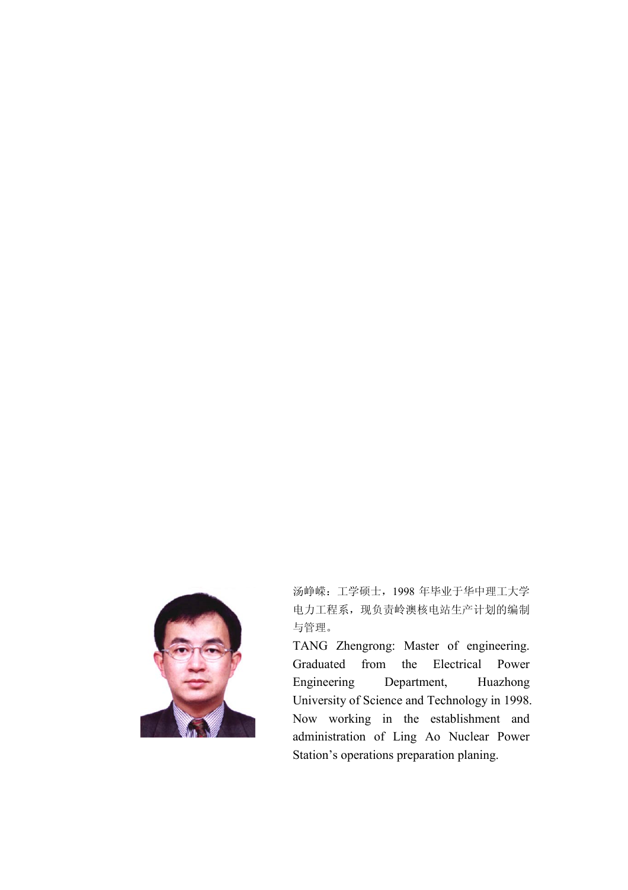汤峥嵘：工学硕士，1998 年毕业于华中理工大学电力工程系，现负责岭澳核电站生产计划的编制与管理。

TANG Zhengrong: Master of engineering. Graduated from the Electrical Power Engineering Department, Huazhong University of Science and Technology in 1998. Now working in the establishment and administration of Ling Ao Nuclear Power Station's operations preparation planing.